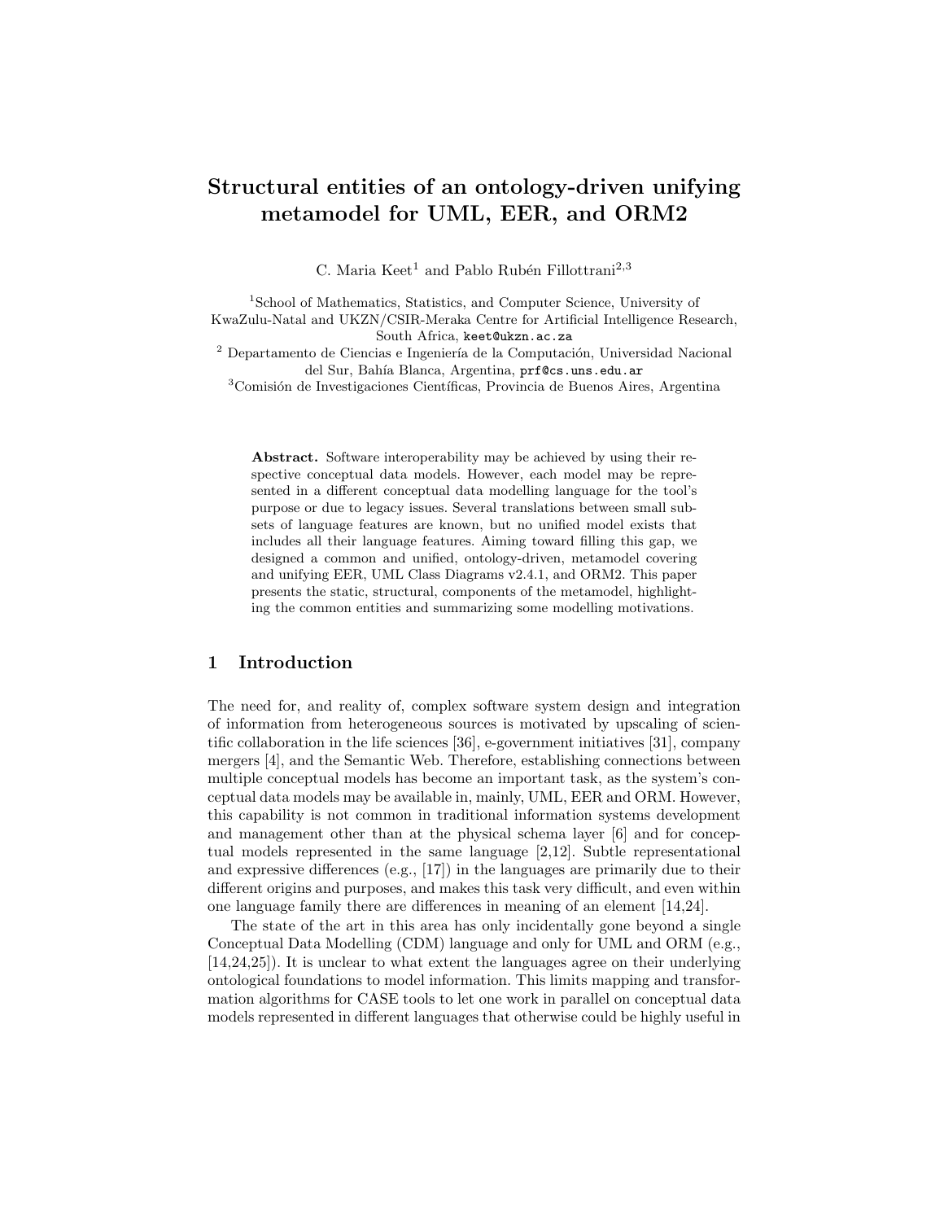# Structural entities of an ontology-driven unifying metamodel for UML, EER, and ORM2

C. Maria Keet[1] and Pablo Rubén Fillottrani[2,3]

[1]School of Mathematics, Statistics, and Computer Science, University of KwaZulu-Natal and UKZN/CSIR-Meraka Centre for Artificial Intelligence Research, South Africa, keet@ukzn.ac.za

[2] Departamento de Ciencias e Ingeniería de la Computación, Universidad Nacional del Sur, Bahía Blanca, Argentina, prf@cs.uns.edu.ar

[3]Comisión de Investigaciones Científicas, Provincia de Buenos Aires, Argentina

**Abstract.** Software interoperability may be achieved by using their respective conceptual data models. However, each model may be represented in a different conceptual data modelling language for the tool's purpose or due to legacy issues. Several translations between small subsets of language features are known, but no unified model exists that includes all their language features. Aiming toward filling this gap, we designed a common and unified, ontology-driven, metamodel covering and unifying EER, UML Class Diagrams v2.4.1, and ORM2. This paper presents the static, structural, components of the metamodel, highlighting the common entities and summarizing some modelling motivations.

## 1 Introduction

The need for, and reality of, complex software system design and integration of information from heterogeneous sources is motivated by upscaling of scientific collaboration in the life sciences [36], e-government initiatives [31], company mergers [4], and the Semantic Web. Therefore, establishing connections between multiple conceptual models has become an important task, as the system's conceptual data models may be available in, mainly, UML, EER and ORM. However, this capability is not common in traditional information systems development and management other than at the physical schema layer [6] and for conceptual models represented in the same language [2,12]. Subtle representational and expressive differences (e.g., [17]) in the languages are primarily due to their different origins and purposes, and makes this task very difficult, and even within one language family there are differences in meaning of an element [14,24].

The state of the art in this area has only incidentally gone beyond a single Conceptual Data Modelling (CDM) language and only for UML and ORM (e.g., [14,24,25]). It is unclear to what extent the languages agree on their underlying ontological foundations to model information. This limits mapping and transformation algorithms for CASE tools to let one work in parallel on conceptual data models represented in different languages that otherwise could be highly useful in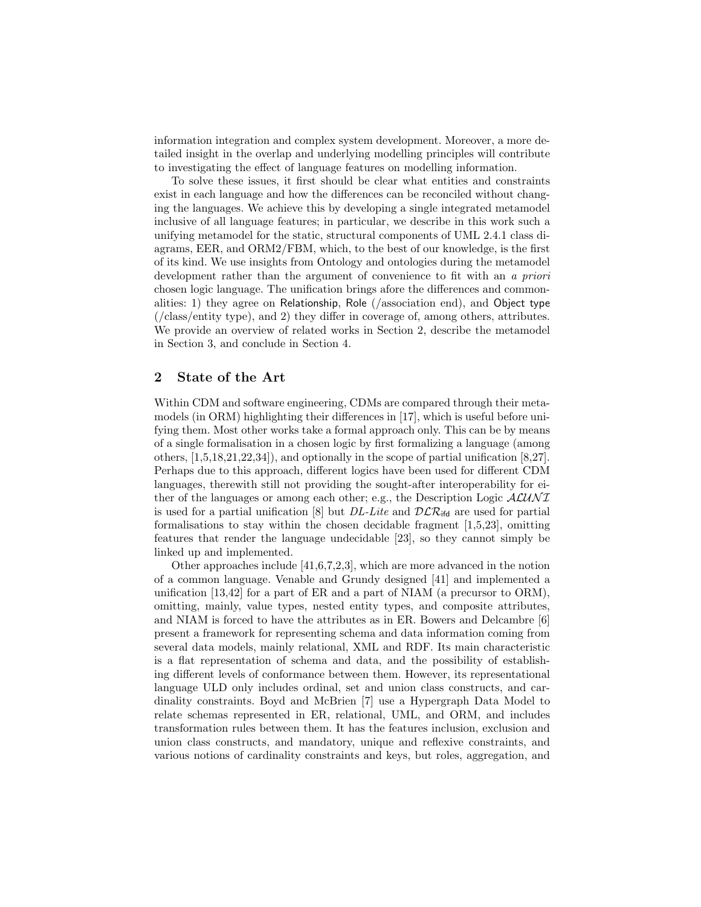information integration and complex system development. Moreover, a more detailed insight in the overlap and underlying modelling principles will contribute to investigating the effect of language features on modelling information.

To solve these issues, it first should be clear what entities and constraints exist in each language and how the differences can be reconciled without changing the languages. We achieve this by developing a single integrated metamodel inclusive of all language features; in particular, we describe in this work such a unifying metamodel for the static, structural components of UML 2.4.1 class diagrams, EER, and ORM2/FBM, which, to the best of our knowledge, is the first of its kind. We use insights from Ontology and ontologies during the metamodel development rather than the argument of convenience to fit with an *a priori* chosen logic language. The unification brings afore the differences and commonalities: 1) they agree on Relationship, Role (/association end), and Object type (/class/entity type), and 2) they differ in coverage of, among others, attributes. We provide an overview of related works in Section 2, describe the metamodel in Section 3, and conclude in Section 4.

## 2 State of the Art

Within CDM and software engineering, CDMs are compared through their metamodels (in ORM) highlighting their differences in [17], which is useful before unifying them. Most other works take a formal approach only. This can be by means of a single formalisation in a chosen logic by first formalizing a language (among others, [1,5,18,21,22,34]), and optionally in the scope of partial unification [8,27]. Perhaps due to this approach, different logics have been used for different CDM languages, therewith still not providing the sought-after interoperability for either of the languages or among each other; e.g., the Description Logic $\mathcal{ALUNI}$ is used for a partial unification [8] but *DL-Lite* and $\mathcal{DLR}_{\mathsf{ifd}}$ are used for partial formalisations to stay within the chosen decidable fragment [1,5,23], omitting features that render the language undecidable [23], so they cannot simply be linked up and implemented.

Other approaches include [41,6,7,2,3], which are more advanced in the notion of a common language. Venable and Grundy designed [41] and implemented a unification [13,42] for a part of ER and a part of NIAM (a precursor to ORM), omitting, mainly, value types, nested entity types, and composite attributes, and NIAM is forced to have the attributes as in ER. Bowers and Delcambre [6] present a framework for representing schema and data information coming from several data models, mainly relational, XML and RDF. Its main characteristic is a flat representation of schema and data, and the possibility of establishing different levels of conformance between them. However, its representational language ULD only includes ordinal, set and union class constructs, and cardinality constraints. Boyd and McBrien [7] use a Hypergraph Data Model to relate schemas represented in ER, relational, UML, and ORM, and includes transformation rules between them. It has the features inclusion, exclusion and union class constructs, and mandatory, unique and reflexive constraints, and various notions of cardinality constraints and keys, but roles, aggregation, and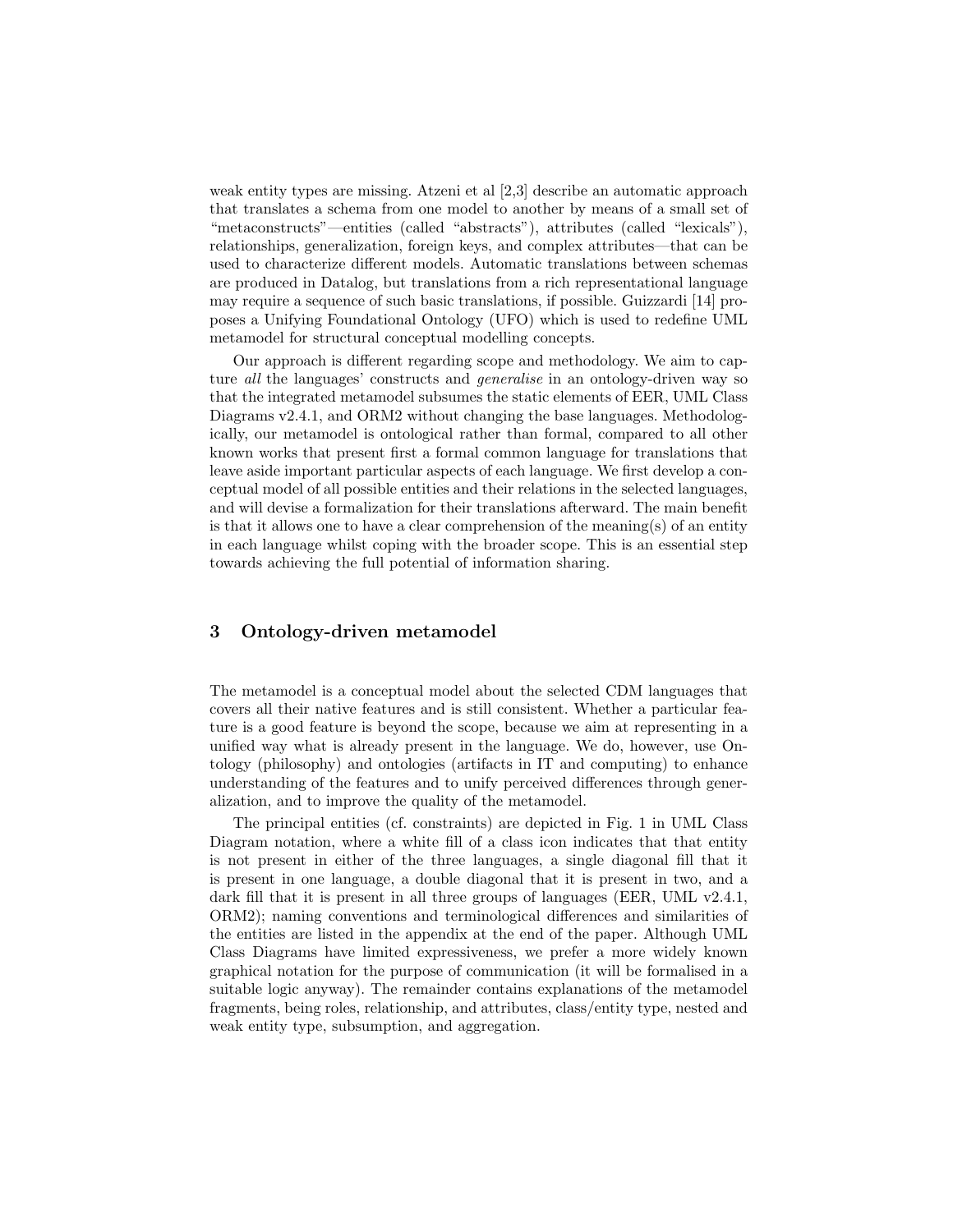weak entity types are missing. Atzeni et al [2,3] describe an automatic approach that translates a schema from one model to another by means of a small set of "metaconstructs"—entities (called "abstracts"), attributes (called "lexicals"), relationships, generalization, foreign keys, and complex attributes—that can be used to characterize different models. Automatic translations between schemas are produced in Datalog, but translations from a rich representational language may require a sequence of such basic translations, if possible. Guizzardi [14] proposes a Unifying Foundational Ontology (UFO) which is used to redefine UML metamodel for structural conceptual modelling concepts.

Our approach is different regarding scope and methodology. We aim to capture *all* the languages' constructs and *generalise* in an ontology-driven way so that the integrated metamodel subsumes the static elements of EER, UML Class Diagrams v2.4.1, and ORM2 without changing the base languages. Methodologically, our metamodel is ontological rather than formal, compared to all other known works that present first a formal common language for translations that leave aside important particular aspects of each language. We first develop a conceptual model of all possible entities and their relations in the selected languages, and will devise a formalization for their translations afterward. The main benefit is that it allows one to have a clear comprehension of the meaning(s) of an entity in each language whilst coping with the broader scope. This is an essential step towards achieving the full potential of information sharing.

## 3 Ontology-driven metamodel

The metamodel is a conceptual model about the selected CDM languages that covers all their native features and is still consistent. Whether a particular feature is a good feature is beyond the scope, because we aim at representing in a unified way what is already present in the language. We do, however, use Ontology (philosophy) and ontologies (artifacts in IT and computing) to enhance understanding of the features and to unify perceived differences through generalization, and to improve the quality of the metamodel.

The principal entities (cf. constraints) are depicted in Fig. 1 in UML Class Diagram notation, where a white fill of a class icon indicates that that entity is not present in either of the three languages, a single diagonal fill that it is present in one language, a double diagonal that it is present in two, and a dark fill that it is present in all three groups of languages (EER, UML v2.4.1, ORM2); naming conventions and terminological differences and similarities of the entities are listed in the appendix at the end of the paper. Although UML Class Diagrams have limited expressiveness, we prefer a more widely known graphical notation for the purpose of communication (it will be formalised in a suitable logic anyway). The remainder contains explanations of the metamodel fragments, being roles, relationship, and attributes, class/entity type, nested and weak entity type, subsumption, and aggregation.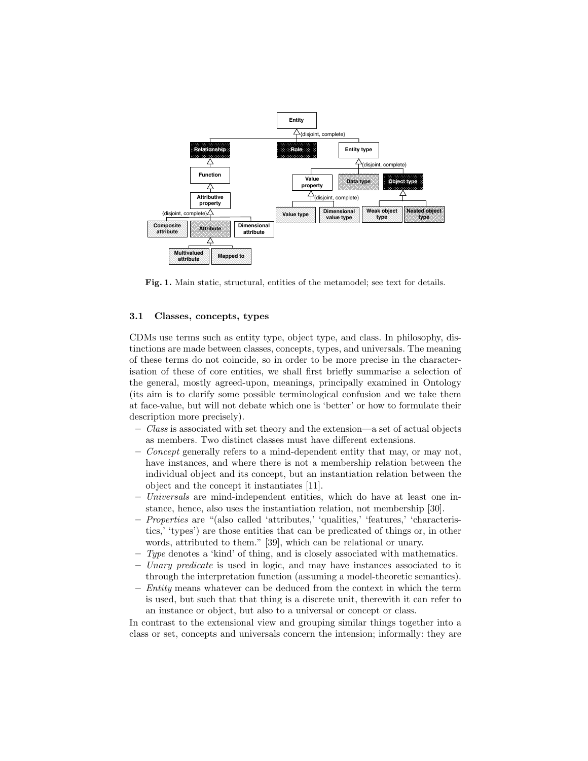Fig. 1. Main static, structural, entities of the metamodel; see text for details.

### 3.1 Classes, concepts, types

CDMs use terms such as entity type, object type, and class. In philosophy, distinctions are made between classes, concepts, types, and universals. The meaning of these terms do not coincide, so in order to be more precise in the characterisation of these of core entities, we shall first briefly summarise a selection of the general, mostly agreed-upon, meanings, principally examined in Ontology (its aim is to clarify some possible terminological confusion and we take them at face-value, but will not debate which one is 'better' or how to formulate their description more precisely).

- *Class* is associated with set theory and the extension—a set of actual objects as members. Two distinct classes must have different extensions.
- *Concept* generally refers to a mind-dependent entity that may, or may not, have instances, and where there is not a membership relation between the individual object and its concept, but an instantiation relation between the object and the concept it instantiates [11].
- *Universals* are mind-independent entities, which do have at least one instance, hence, also uses the instantiation relation, not membership [30].
- *Properties* are "(also called 'attributes,' 'qualities,' 'features,' 'characteristics,' 'types') are those entities that can be predicated of things or, in other words, attributed to them." [39], which can be relational or unary.
- *Type* denotes a 'kind' of thing, and is closely associated with mathematics.
- *Unary predicate* is used in logic, and may have instances associated to it through the interpretation function (assuming a model-theoretic semantics).
- *Entity* means whatever can be deduced from the context in which the term is used, but such that that thing is a discrete unit, therewith it can refer to an instance or object, but also to a universal or concept or class.

In contrast to the extensional view and grouping similar things together into a class or set, concepts and universals concern the intension; informally: they are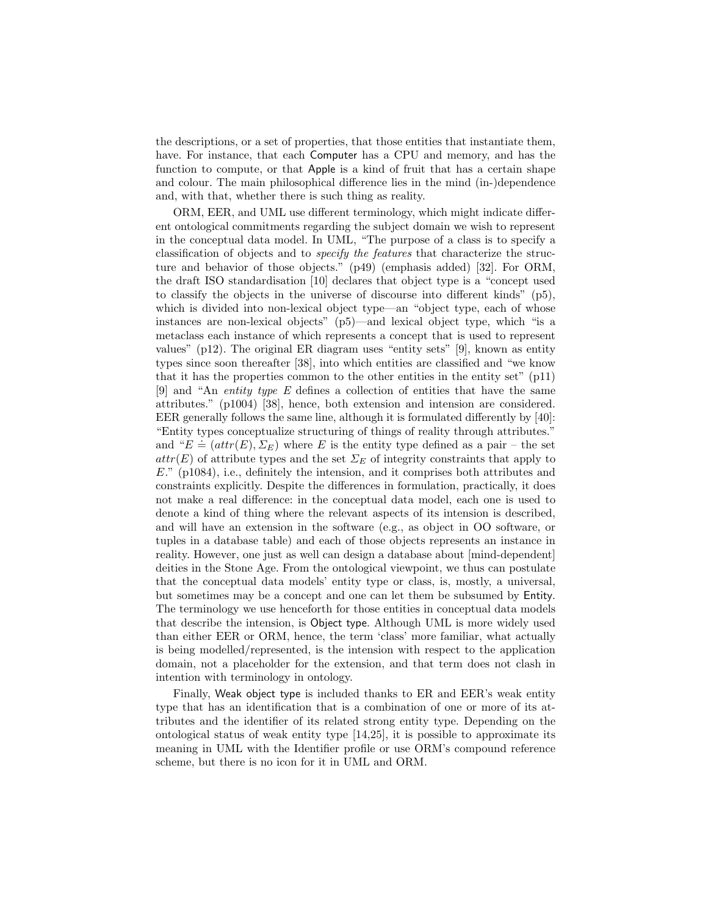the descriptions, or a set of properties, that those entities that instantiate them, have. For instance, that each Computer has a CPU and memory, and has the function to compute, or that Apple is a kind of fruit that has a certain shape and colour. The main philosophical difference lies in the mind (in-)dependence and, with that, whether there is such thing as reality.

ORM, EER, and UML use different terminology, which might indicate different ontological commitments regarding the subject domain we wish to represent in the conceptual data model. In UML, "The purpose of a class is to specify a classification of objects and to *specify the features* that characterize the structure and behavior of those objects." (p49) (emphasis added) [32]. For ORM, the draft ISO standardisation [10] declares that object type is a "concept used to classify the objects in the universe of discourse into different kinds" (p5), which is divided into non-lexical object type—an "object type, each of whose instances are non-lexical objects" (p5)—and lexical object type, which "is a metaclass each instance of which represents a concept that is used to represent values" (p12). The original ER diagram uses "entity sets" [9], known as entity types since soon thereafter [38], into which entities are classified and "we know that it has the properties common to the other entities in the entity set" (p11) [9] and "An *entity type E* defines a collection of entities that have the same attributes." (p1004) [38], hence, both extension and intension are considered. EER generally follows the same line, although it is formulated differently by [40]: "Entity types conceptualize structuring of things of reality through attributes." and "$E \doteq (attr(E), \Sigma_E)$ where $E$ is the entity type defined as a pair – the set $attr(E)$ of attribute types and the set $\Sigma_E$ of integrity constraints that apply to $E$." (p1084), i.e., definitely the intension, and it comprises both attributes and constraints explicitly. Despite the differences in formulation, practically, it does not make a real difference: in the conceptual data model, each one is used to denote a kind of thing where the relevant aspects of its intension is described, and will have an extension in the software (e.g., as object in OO software, or tuples in a database table) and each of those objects represents an instance in reality. However, one just as well can design a database about [mind-dependent] deities in the Stone Age. From the ontological viewpoint, we thus can postulate that the conceptual data models' entity type or class, is, mostly, a universal, but sometimes may be a concept and one can let them be subsumed by Entity. The terminology we use henceforth for those entities in conceptual data models that describe the intension, is Object type. Although UML is more widely used than either EER or ORM, hence, the term 'class' more familiar, what actually is being modelled/represented, is the intension with respect to the application domain, not a placeholder for the extension, and that term does not clash in intention with terminology in ontology.

Finally, Weak object type is included thanks to ER and EER's weak entity type that has an identification that is a combination of one or more of its attributes and the identifier of its related strong entity type. Depending on the ontological status of weak entity type [14,25], it is possible to approximate its meaning in UML with the Identifier profile or use ORM's compound reference scheme, but there is no icon for it in UML and ORM.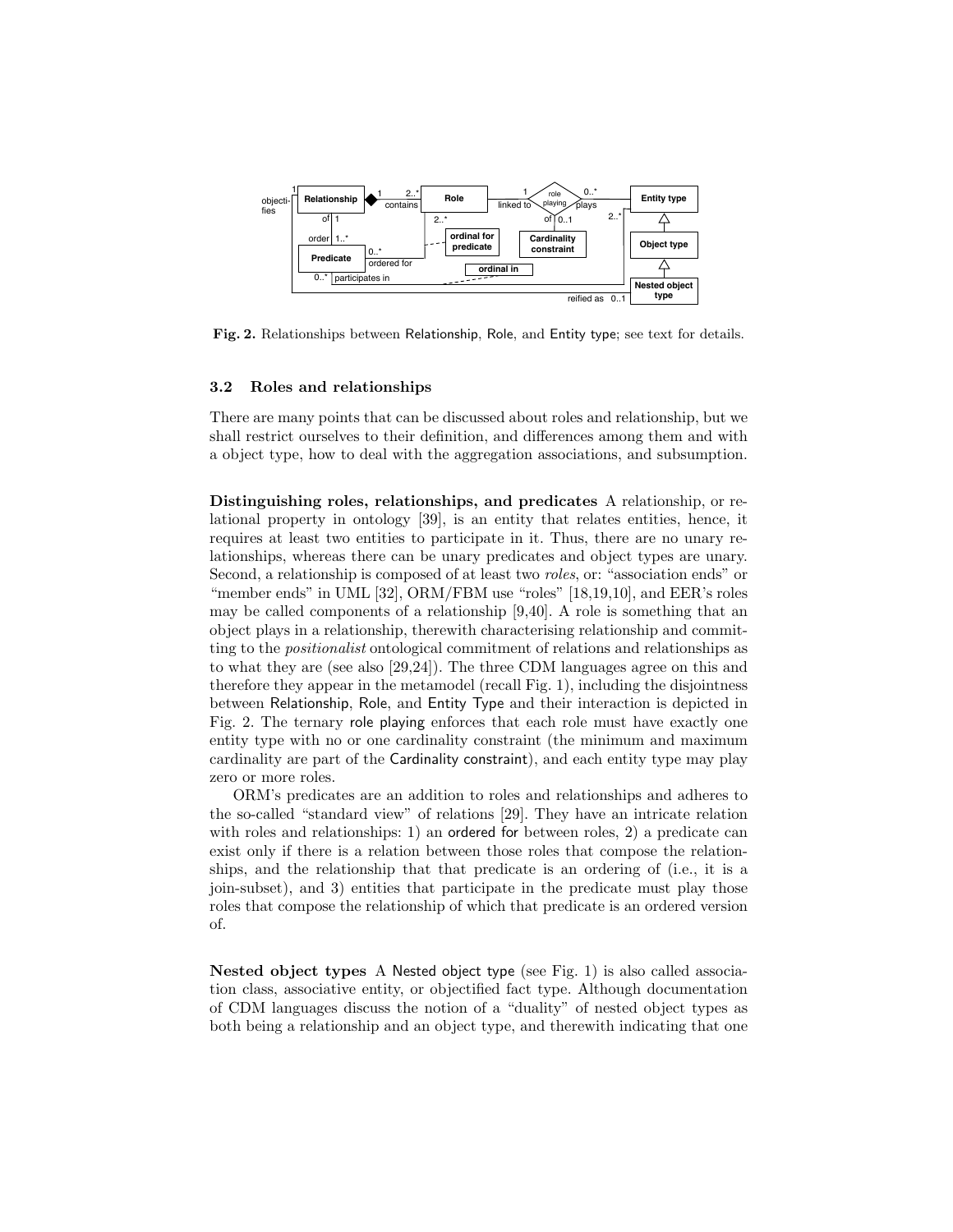**Fig. 2.** Relationships between Relationship, Role, and Entity type; see text for details.

### 3.2 Roles and relationships

There are many points that can be discussed about roles and relationship, but we shall restrict ourselves to their definition, and differences among them and with a object type, how to deal with the aggregation associations, and subsumption.

**Distinguishing roles, relationships, and predicates** A relationship, or relational property in ontology [39], is an entity that relates entities, hence, it requires at least two entities to participate in it. Thus, there are no unary relationships, whereas there can be unary predicates and object types are unary. Second, a relationship is composed of at least two *roles*, or: "association ends" or "member ends" in UML [32], ORM/FBM use "roles" [18,19,10], and EER's roles may be called components of a relationship [9,40]. A role is something that an object plays in a relationship, therewith characterising relationship and committing to the *positionalist* ontological commitment of relations and relationships as to what they are (see also [29,24]). The three CDM languages agree on this and therefore they appear in the metamodel (recall Fig. 1), including the disjointness between Relationship, Role, and Entity Type and their interaction is depicted in Fig. 2. The ternary role playing enforces that each role must have exactly one entity type with no or one cardinality constraint (the minimum and maximum cardinality are part of the Cardinality constraint), and each entity type may play zero or more roles.

ORM's predicates are an addition to roles and relationships and adheres to the so-called "standard view" of relations [29]. They have an intricate relation with roles and relationships: 1) an ordered for between roles, 2) a predicate can exist only if there is a relation between those roles that compose the relationships, and the relationship that that predicate is an ordering of (i.e., it is a join-subset), and 3) entities that participate in the predicate must play those roles that compose the relationship of which that predicate is an ordered version of.

**Nested object types** A Nested object type (see Fig. 1) is also called association class, associative entity, or objectified fact type. Although documentation of CDM languages discuss the notion of a "duality" of nested object types as both being a relationship and an object type, and therewith indicating that one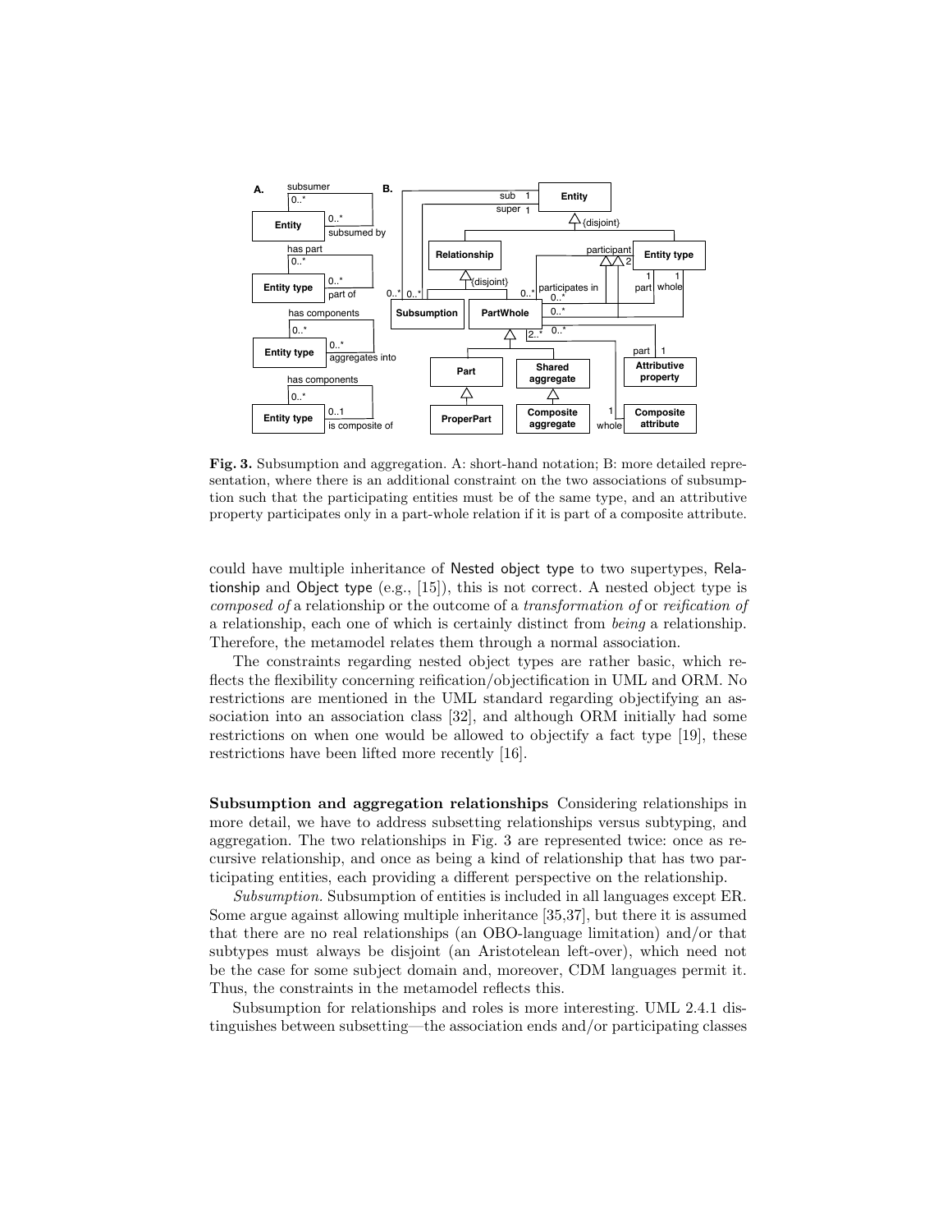**Fig. 3.** Subsumption and aggregation. A: short-hand notation; B: more detailed representation, where there is an additional constraint on the two associations of subsumption such that the participating entities must be of the same type, and an attributive property participates only in a part-whole relation if it is part of a composite attribute.

could have multiple inheritance of Nested object type to two supertypes, Relationship and Object type (e.g., [15]), this is not correct. A nested object type is *composed of* a relationship or the outcome of a *transformation of* or *reification of* a relationship, each one of which is certainly distinct from *being* a relationship. Therefore, the metamodel relates them through a normal association.

The constraints regarding nested object types are rather basic, which reflects the flexibility concerning reification/objectification in UML and ORM. No restrictions are mentioned in the UML standard regarding objectifying an association into an association class [32], and although ORM initially had some restrictions on when one would be allowed to objectify a fact type [19], these restrictions have been lifted more recently [16].

**Subsumption and aggregation relationships** Considering relationships in more detail, we have to address subsetting relationships versus subtyping, and aggregation. The two relationships in Fig. 3 are represented twice: once as recursive relationship, and once as being a kind of relationship that has two participating entities, each providing a different perspective on the relationship.

*Subsumption.* Subsumption of entities is included in all languages except ER. Some argue against allowing multiple inheritance [35,37], but there it is assumed that there are no real relationships (an OBO-language limitation) and/or that subtypes must always be disjoint (an Aristotelean left-over), which need not be the case for some subject domain and, moreover, CDM languages permit it. Thus, the constraints in the metamodel reflects this.

Subsumption for relationships and roles is more interesting. UML 2.4.1 distinguishes between subsetting—the association ends and/or participating classes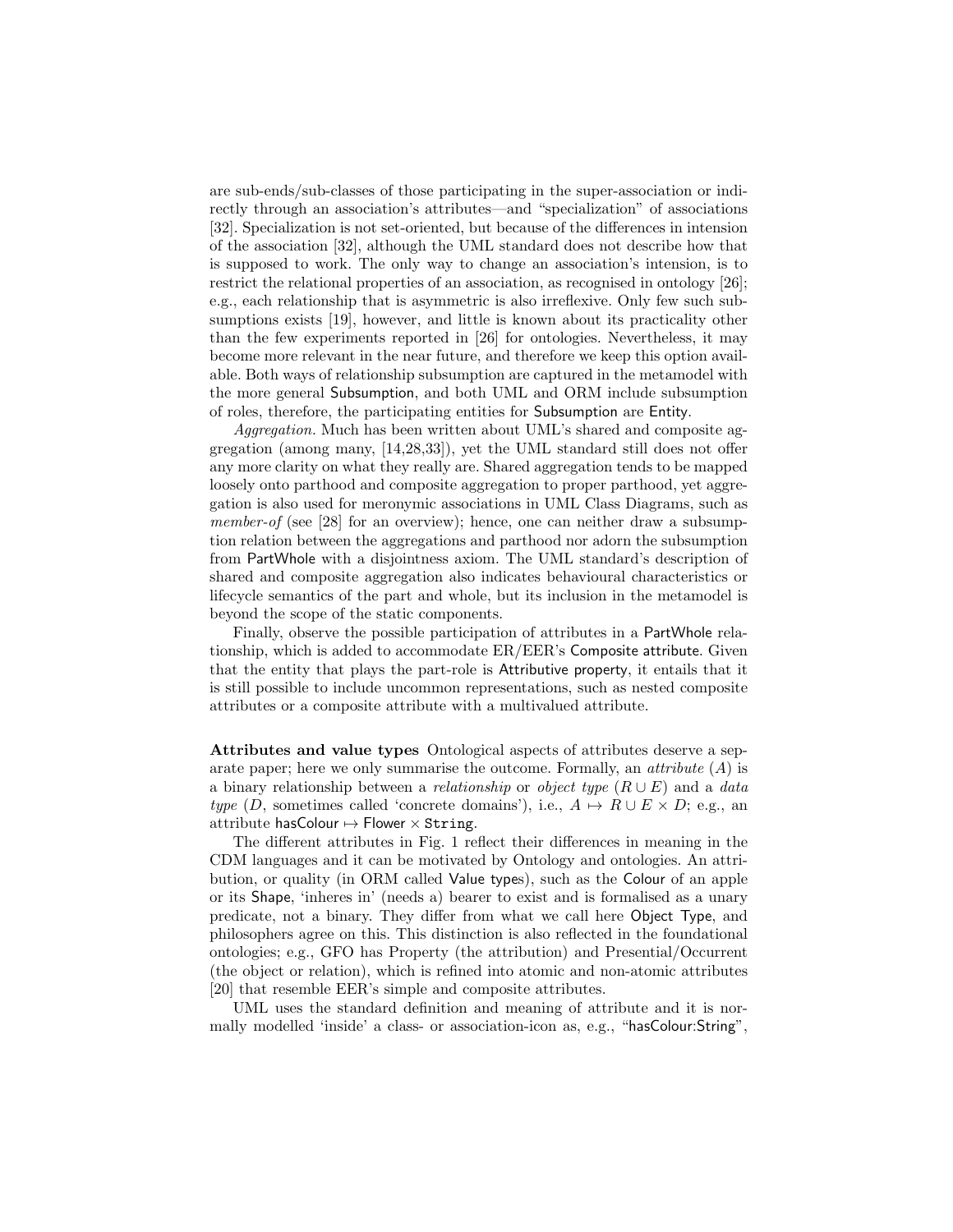are sub-ends/sub-classes of those participating in the super-association or indirectly through an association's attributes—and "specialization" of associations [32]. Specialization is not set-oriented, but because of the differences in intension of the association [32], although the UML standard does not describe how that is supposed to work. The only way to change an association's intension, is to restrict the relational properties of an association, as recognised in ontology [26]; e.g., each relationship that is asymmetric is also irreflexive. Only few such subsumptions exists [19], however, and little is known about its practicality other than the few experiments reported in [26] for ontologies. Nevertheless, it may become more relevant in the near future, and therefore we keep this option available. Both ways of relationship subsumption are captured in the metamodel with the more general Subsumption, and both UML and ORM include subsumption of roles, therefore, the participating entities for Subsumption are Entity.

*Aggregation.* Much has been written about UML's shared and composite aggregation (among many, [14,28,33]), yet the UML standard still does not offer any more clarity on what they really are. Shared aggregation tends to be mapped loosely onto parthood and composite aggregation to proper parthood, yet aggregation is also used for meronymic associations in UML Class Diagrams, such as *member-of* (see [28] for an overview); hence, one can neither draw a subsumption relation between the aggregations and parthood nor adorn the subsumption from PartWhole with a disjointness axiom. The UML standard's description of shared and composite aggregation also indicates behavioural characteristics or lifecycle semantics of the part and whole, but its inclusion in the metamodel is beyond the scope of the static components.

Finally, observe the possible participation of attributes in a PartWhole relationship, which is added to accommodate ER/EER's Composite attribute. Given that the entity that plays the part-role is Attributive property, it entails that it is still possible to include uncommon representations, such as nested composite attributes or a composite attribute with a multivalued attribute.

**Attributes and value types** Ontological aspects of attributes deserve a separate paper; here we only summarise the outcome. Formally, an *attribute* ($A$) is a binary relationship between a *relationship* or *object type* ($R \cup E$) and a *data type* ($D$, sometimes called 'concrete domains'), i.e., $A \mapsto R \cup E \times D$; e.g., an attribute hasColour $\mapsto$ Flower $\times$ `String`.

The different attributes in Fig. 1 reflect their differences in meaning in the CDM languages and it can be motivated by Ontology and ontologies. An attribution, or quality (in ORM called Value types), such as the Colour of an apple or its Shape, 'inheres in' (needs a) bearer to exist and is formalised as a unary predicate, not a binary. They differ from what we call here Object Type, and philosophers agree on this. This distinction is also reflected in the foundational ontologies; e.g., GFO has Property (the attribution) and Presential/Occurrent (the object or relation), which is refined into atomic and non-atomic attributes [20] that resemble EER's simple and composite attributes.

UML uses the standard definition and meaning of attribute and it is normally modelled 'inside' a class- or association-icon as, e.g., "hasColour:String",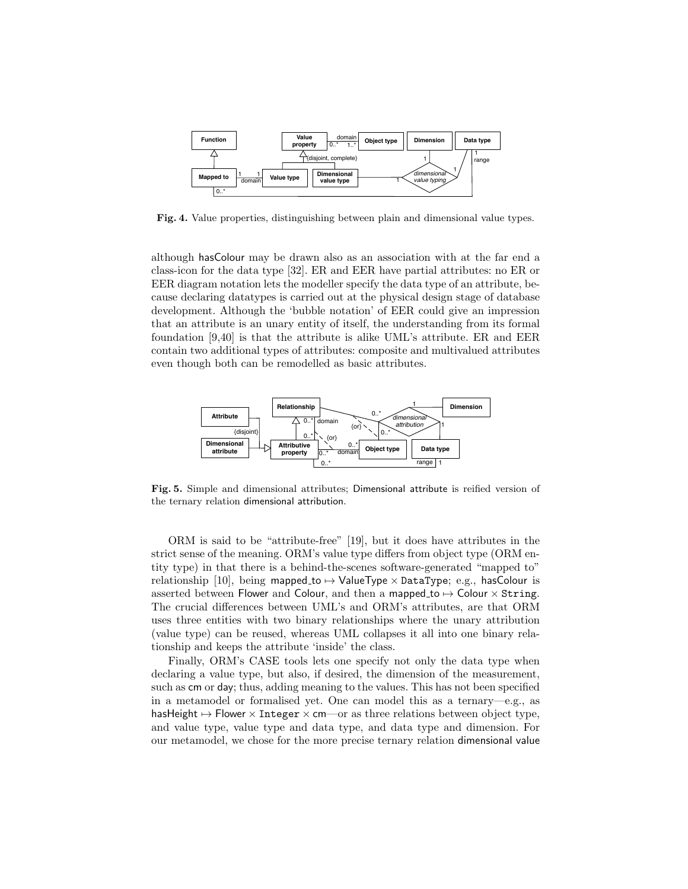**Fig. 4.** Value properties, distinguishing between plain and dimensional value types.

although hasColour may be drawn also as an association with at the far end a class-icon for the data type [32]. ER and EER have partial attributes: no ER or EER diagram notation lets the modeller specify the data type of an attribute, because declaring datatypes is carried out at the physical design stage of database development. Although the 'bubble notation' of EER could give an impression that an attribute is an unary entity of itself, the understanding from its formal foundation [9,40] is that the attribute is alike UML's attribute. ER and EER contain two additional types of attributes: composite and multivalued attributes even though both can be remodelled as basic attributes.

**Fig. 5.** Simple and dimensional attributes; Dimensional attribute is reified version of the ternary relation dimensional attribution.

ORM is said to be "attribute-free" [19], but it does have attributes in the strict sense of the meaning. ORM's value type differs from object type (ORM entity type) in that there is a behind-the-scenes software-generated "mapped to" relationship [10], being mapped_to $\mapsto$ ValueType $\times$ DataType; e.g., hasColour is asserted between Flower and Colour, and then a mapped_to $\mapsto$ Colour $\times$ `String`. The crucial differences between UML's and ORM's attributes, are that ORM uses three entities with two binary relationships where the unary attribution (value type) can be reused, whereas UML collapses it all into one binary relationship and keeps the attribute 'inside' the class.

Finally, ORM's CASE tools lets one specify not only the data type when declaring a value type, but also, if desired, the dimension of the measurement, such as cm or day; thus, adding meaning to the values. This has not been specified in a metamodel or formalised yet. One can model this as a ternary—e.g., as hasHeight $\mapsto$ Flower $\times$ `Integer` $\times$ cm—or as three relations between object type, and value type, value type and data type, and data type and dimension. For our metamodel, we chose for the more precise ternary relation dimensional value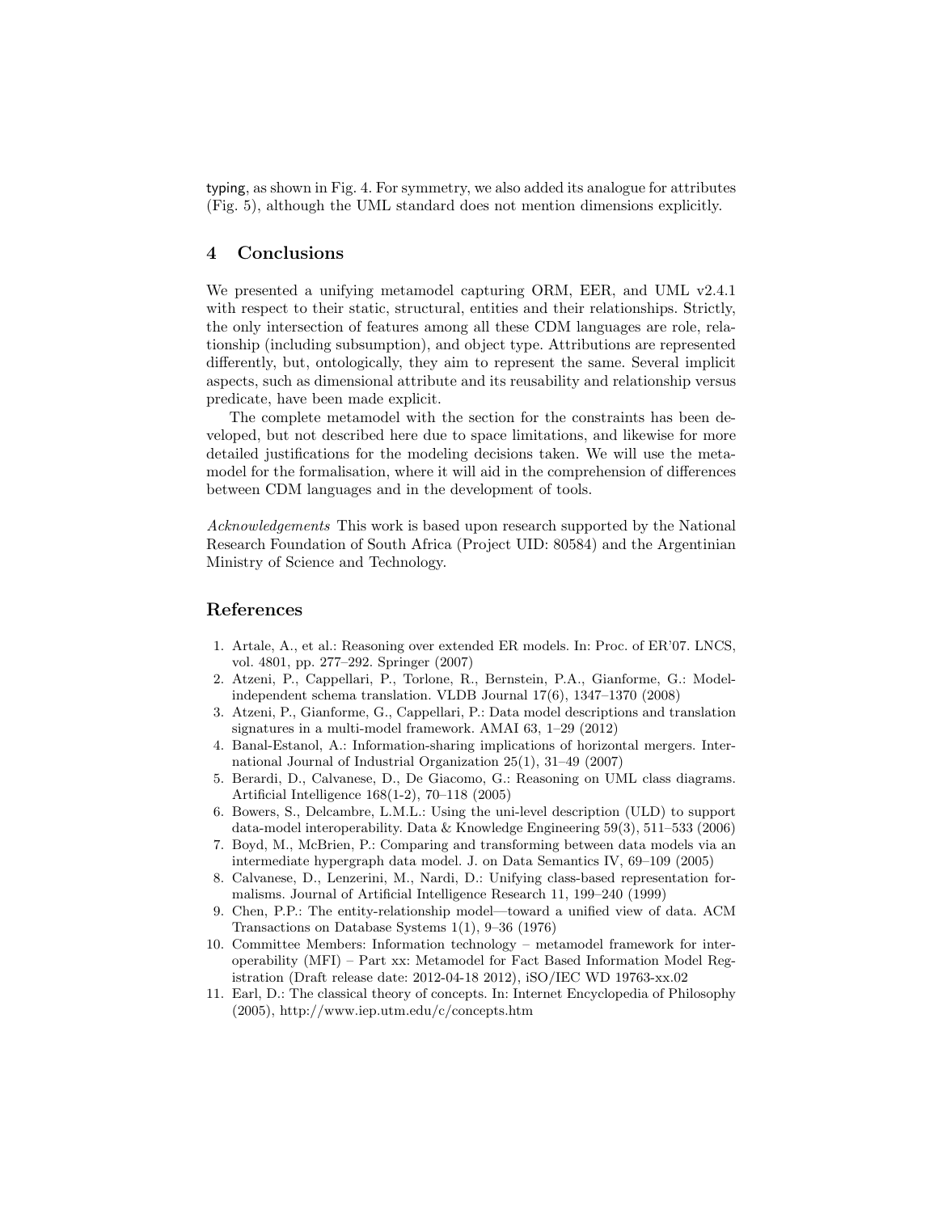typing, as shown in Fig. 4. For symmetry, we also added its analogue for attributes (Fig. 5), although the UML standard does not mention dimensions explicitly.

## 4 Conclusions

We presented a unifying metamodel capturing ORM, EER, and UML v2.4.1 with respect to their static, structural, entities and their relationships. Strictly, the only intersection of features among all these CDM languages are role, relationship (including subsumption), and object type. Attributions are represented differently, but, ontologically, they aim to represent the same. Several implicit aspects, such as dimensional attribute and its reusability and relationship versus predicate, have been made explicit.

The complete metamodel with the section for the constraints has been developed, but not described here due to space limitations, and likewise for more detailed justifications for the modeling decisions taken. We will use the metamodel for the formalisation, where it will aid in the comprehension of differences between CDM languages and in the development of tools.

*Acknowledgements* This work is based upon research supported by the National Research Foundation of South Africa (Project UID: 80584) and the Argentinian Ministry of Science and Technology.

## References

1. Artale, A., et al.: Reasoning over extended ER models. In: Proc. of ER'07. LNCS, vol. 4801, pp. 277–292. Springer (2007)
2. Atzeni, P., Cappellari, P., Torlone, R., Bernstein, P.A., Gianforme, G.: Model-independent schema translation. VLDB Journal 17(6), 1347–1370 (2008)
3. Atzeni, P., Gianforme, G., Cappellari, P.: Data model descriptions and translation signatures in a multi-model framework. AMAI 63, 1–29 (2012)
4. Banal-Estanol, A.: Information-sharing implications of horizontal mergers. International Journal of Industrial Organization 25(1), 31–49 (2007)
5. Berardi, D., Calvanese, D., De Giacomo, G.: Reasoning on UML class diagrams. Artificial Intelligence 168(1-2), 70–118 (2005)
6. Bowers, S., Delcambre, L.M.L.: Using the uni-level description (ULD) to support data-model interoperability. Data & Knowledge Engineering 59(3), 511–533 (2006)
7. Boyd, M., McBrien, P.: Comparing and transforming between data models via an intermediate hypergraph data model. J. on Data Semantics IV, 69–109 (2005)
8. Calvanese, D., Lenzerini, M., Nardi, D.: Unifying class-based representation formalisms. Journal of Artificial Intelligence Research 11, 199–240 (1999)
9. Chen, P.P.: The entity-relationship model—toward a unified view of data. ACM Transactions on Database Systems 1(1), 9–36 (1976)
10. Committee Members: Information technology – metamodel framework for interoperability (MFI) – Part xx: Metamodel for Fact Based Information Model Registration (Draft release date: 2012-04-18 2012), iSO/IEC WD 19763-xx.02
11. Earl, D.: The classical theory of concepts. In: Internet Encyclopedia of Philosophy (2005), http://www.iep.utm.edu/c/concepts.htm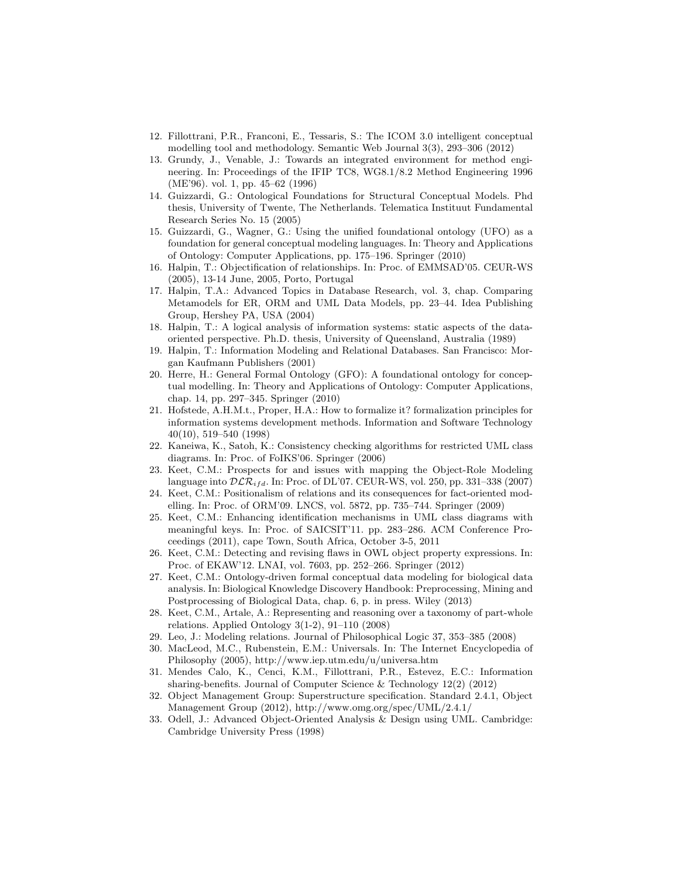12. Fillottrani, P.R., Franconi, E., Tessaris, S.: The ICOM 3.0 intelligent conceptual modelling tool and methodology. Semantic Web Journal 3(3), 293–306 (2012)
13. Grundy, J., Venable, J.: Towards an integrated environment for method engineering. In: Proceedings of the IFIP TC8, WG8.1/8.2 Method Engineering 1996 (ME'96). vol. 1, pp. 45–62 (1996)
14. Guizzardi, G.: Ontological Foundations for Structural Conceptual Models. Phd thesis, University of Twente, The Netherlands. Telematica Instituut Fundamental Research Series No. 15 (2005)
15. Guizzardi, G., Wagner, G.: Using the unified foundational ontology (UFO) as a foundation for general conceptual modeling languages. In: Theory and Applications of Ontology: Computer Applications, pp. 175–196. Springer (2010)
16. Halpin, T.: Objectification of relationships. In: Proc. of EMMSAD'05. CEUR-WS (2005), 13-14 June, 2005, Porto, Portugal
17. Halpin, T.A.: Advanced Topics in Database Research, vol. 3, chap. Comparing Metamodels for ER, ORM and UML Data Models, pp. 23–44. Idea Publishing Group, Hershey PA, USA (2004)
18. Halpin, T.: A logical analysis of information systems: static aspects of the data-oriented perspective. Ph.D. thesis, University of Queensland, Australia (1989)
19. Halpin, T.: Information Modeling and Relational Databases. San Francisco: Morgan Kaufmann Publishers (2001)
20. Herre, H.: General Formal Ontology (GFO): A foundational ontology for conceptual modelling. In: Theory and Applications of Ontology: Computer Applications, chap. 14, pp. 297–345. Springer (2010)
21. Hofstede, A.H.M.t., Proper, H.A.: How to formalize it? formalization principles for information systems development methods. Information and Software Technology 40(10), 519–540 (1998)
22. Kaneiwa, K., Satoh, K.: Consistency checking algorithms for restricted UML class diagrams. In: Proc. of FoIKS'06. Springer (2006)
23. Keet, C.M.: Prospects for and issues with mapping the Object-Role Modeling language into $\mathcal{DLR}_{ifd}$. In: Proc. of DL'07. CEUR-WS, vol. 250, pp. 331–338 (2007)
24. Keet, C.M.: Positionalism of relations and its consequences for fact-oriented modelling. In: Proc. of ORM'09. LNCS, vol. 5872, pp. 735–744. Springer (2009)
25. Keet, C.M.: Enhancing identification mechanisms in UML class diagrams with meaningful keys. In: Proc. of SAICSIT'11. pp. 283–286. ACM Conference Proceedings (2011), cape Town, South Africa, October 3-5, 2011
26. Keet, C.M.: Detecting and revising flaws in OWL object property expressions. In: Proc. of EKAW'12. LNAI, vol. 7603, pp. 252–266. Springer (2012)
27. Keet, C.M.: Ontology-driven formal conceptual data modeling for biological data analysis. In: Biological Knowledge Discovery Handbook: Preprocessing, Mining and Postprocessing of Biological Data, chap. 6, p. in press. Wiley (2013)
28. Keet, C.M., Artale, A.: Representing and reasoning over a taxonomy of part-whole relations. Applied Ontology 3(1-2), 91–110 (2008)
29. Leo, J.: Modeling relations. Journal of Philosophical Logic 37, 353–385 (2008)
30. MacLeod, M.C., Rubenstein, E.M.: Universals. In: The Internet Encyclopedia of Philosophy (2005), http://www.iep.utm.edu/u/universa.htm
31. Mendes Calo, K., Cenci, K.M., Fillottrani, P.R., Estevez, E.C.: Information sharing-benefits. Journal of Computer Science & Technology 12(2) (2012)
32. Object Management Group: Superstructure specification. Standard 2.4.1, Object Management Group (2012), http://www.omg.org/spec/UML/2.4.1/
33. Odell, J.: Advanced Object-Oriented Analysis & Design using UML. Cambridge: Cambridge University Press (1998)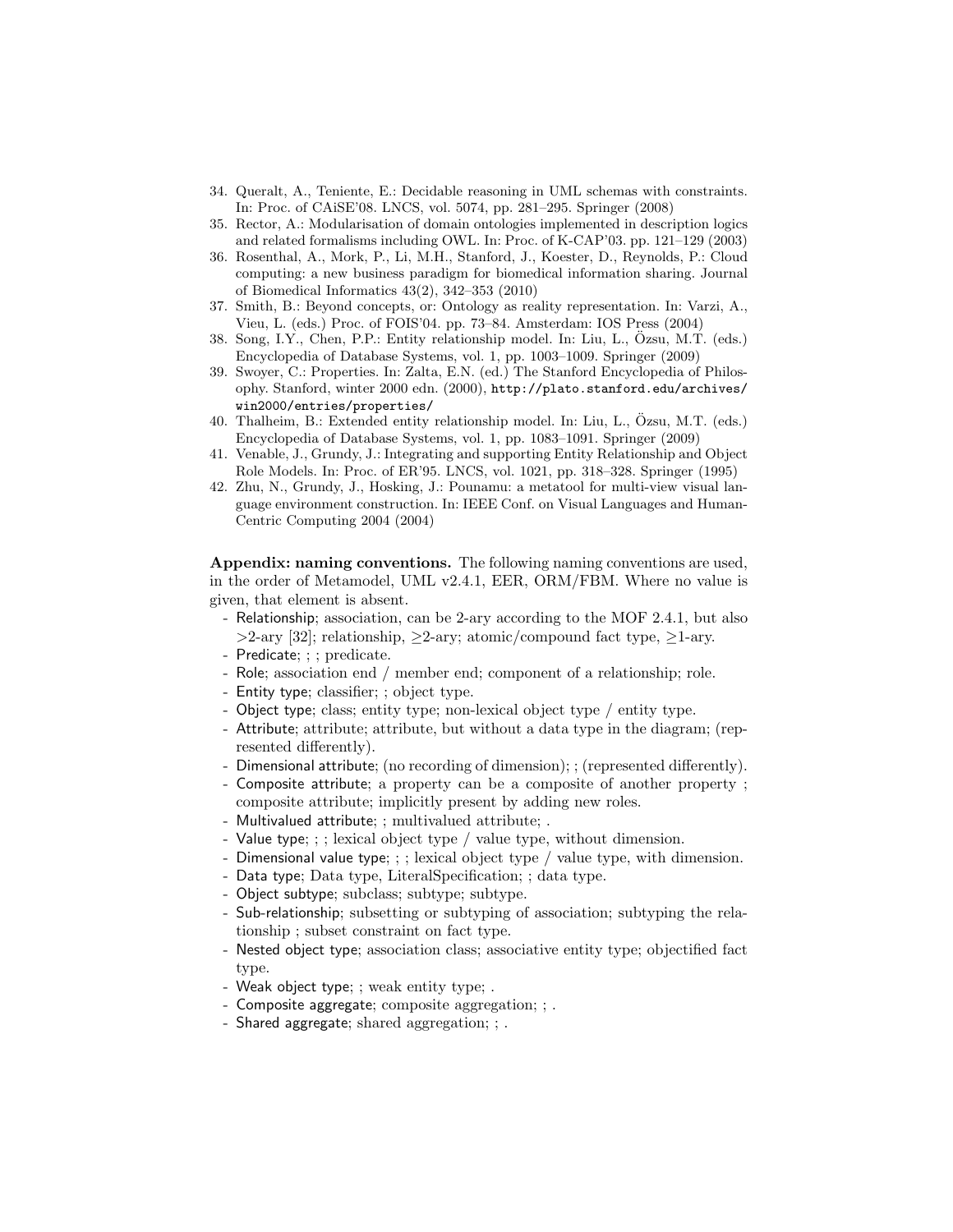34. Queralt, A., Teniente, E.: Decidable reasoning in UML schemas with constraints. In: Proc. of CAiSE'08. LNCS, vol. 5074, pp. 281–295. Springer (2008)
35. Rector, A.: Modularisation of domain ontologies implemented in description logics and related formalisms including OWL. In: Proc. of K-CAP'03. pp. 121–129 (2003)
36. Rosenthal, A., Mork, P., Li, M.H., Stanford, J., Koester, D., Reynolds, P.: Cloud computing: a new business paradigm for biomedical information sharing. Journal of Biomedical Informatics 43(2), 342–353 (2010)
37. Smith, B.: Beyond concepts, or: Ontology as reality representation. In: Varzi, A., Vieu, L. (eds.) Proc. of FOIS'04. pp. 73–84. Amsterdam: IOS Press (2004)
38. Song, I.Y., Chen, P.P.: Entity relationship model. In: Liu, L., Özsu, M.T. (eds.) Encyclopedia of Database Systems, vol. 1, pp. 1003–1009. Springer (2009)
39. Swoyer, C.: Properties. In: Zalta, E.N. (ed.) The Stanford Encyclopedia of Philosophy. Stanford, winter 2000 edn. (2000), `http://plato.stanford.edu/archives/win2000/entries/properties/`
40. Thalheim, B.: Extended entity relationship model. In: Liu, L., Özsu, M.T. (eds.) Encyclopedia of Database Systems, vol. 1, pp. 1083–1091. Springer (2009)
41. Venable, J., Grundy, J.: Integrating and supporting Entity Relationship and Object Role Models. In: Proc. of ER'95. LNCS, vol. 1021, pp. 318–328. Springer (1995)
42. Zhu, N., Grundy, J., Hosking, J.: Pounamu: a metatool for multi-view visual language environment construction. In: IEEE Conf. on Visual Languages and Human-Centric Computing 2004 (2004)

**Appendix: naming conventions.** The following naming conventions are used, in the order of Metamodel, UML v2.4.1, EER, ORM/FBM. Where no value is given, that element is absent.

- Relationship; association, can be 2-ary according to the MOF 2.4.1, but also $>$2-ary [32]; relationship, $\geq$2-ary; atomic/compound fact type, $\geq$1-ary.
- Predicate; ; ; predicate.
- Role; association end / member end; component of a relationship; role.
- Entity type; classifier; ; object type.
- Object type; class; entity type; non-lexical object type / entity type.
- Attribute; attribute; attribute, but without a data type in the diagram; (represented differently).
- Dimensional attribute; (no recording of dimension); ; (represented differently).
- Composite attribute; a property can be a composite of another property ; composite attribute; implicitly present by adding new roles.
- Multivalued attribute; ; multivalued attribute; .
- Value type; ; ; lexical object type / value type, without dimension.
- Dimensional value type; ; ; lexical object type / value type, with dimension.
- Data type; Data type, LiteralSpecification; ; data type.
- Object subtype; subclass; subtype; subtype.
- Sub-relationship; subsetting or subtyping of association; subtyping the relationship ; subset constraint on fact type.
- Nested object type; association class; associative entity type; objectified fact type.
- Weak object type; ; weak entity type; .
- Composite aggregate; composite aggregation; ; .
- Shared aggregate; shared aggregation; ; .